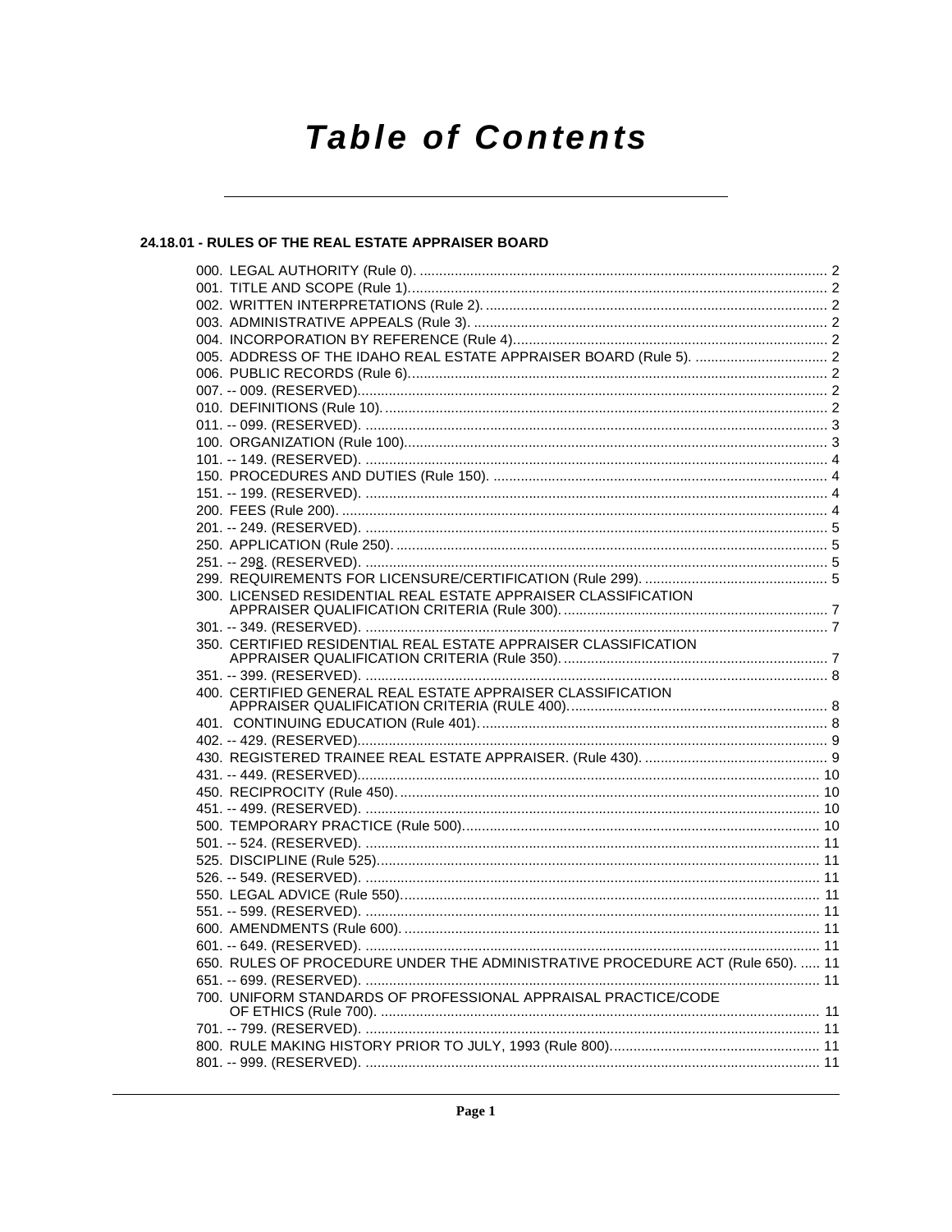# Table of Contents

## 24.18.01 - RULES OF THE REAL ESTATE APPRAISER BOARD

000. LEGAL AUTHORITY (Rule 0). ........................................................................................................ 2
001. TITLE AND SCOPE (Rule 1)........................................................................................................... 2
002. WRITTEN INTERPRETATIONS (Rule 2). ....................................................................................... 2
003. ADMINISTRATIVE APPEALS (Rule 3). .......................................................................................... 2
004. INCORPORATION BY REFERENCE (Rule 4)................................................................................ 2
005. ADDRESS OF THE IDAHO REAL ESTATE APPRAISER BOARD (Rule 5). ................................. 2
006. PUBLIC RECORDS (Rule 6)........................................................................................................... 2
007. -- 009. (RESERVED)........................................................................................................................ 2
010. DEFINITIONS (Rule 10). ................................................................................................................. 2
011. -- 099. (RESERVED). ...................................................................................................................... 3
100. ORGANIZATION (Rule 100)............................................................................................................ 3
101. -- 149. (RESERVED). ...................................................................................................................... 4
150. PROCEDURES AND DUTIES (Rule 150). ...................................................................................... 4
151. -- 199. (RESERVED). ...................................................................................................................... 4
200. FEES (Rule 200). ............................................................................................................................ 4
201. -- 249. (RESERVED). ...................................................................................................................... 5
250. APPLICATION (Rule 250). .............................................................................................................. 5
251. -- 298. (RESERVED). ...................................................................................................................... 5
299. REQUIREMENTS FOR LICENSURE/CERTIFICATION (Rule 299). ............................................... 5
300. LICENSED RESIDENTIAL REAL ESTATE APPRAISER CLASSIFICATION APPRAISER QUALIFICATION CRITERIA (Rule 300). .................................................................... 7
301. -- 349. (RESERVED). ...................................................................................................................... 7
350. CERTIFIED RESIDENTIAL REAL ESTATE APPRAISER CLASSIFICATION APPRAISER QUALIFICATION CRITERIA (Rule 350). .................................................................... 7
351. -- 399. (RESERVED). ...................................................................................................................... 8
400. CERTIFIED GENERAL REAL ESTATE APPRAISER CLASSIFICATION APPRAISER QUALIFICATION CRITERIA (RULE 400). .................................................................. 8
401. CONTINUING EDUCATION (Rule 401). ......................................................................................... 8
402. -- 429. (RESERVED)........................................................................................................................ 9
430. REGISTERED TRAINEE REAL ESTATE APPRAISER. (Rule 430). ............................................... 9
431. -- 449. (RESERVED)...................................................................................................................... 10
450. RECIPROCITY (Rule 450). ........................................................................................................... 10
451. -- 499. (RESERVED). .................................................................................................................... 10
500. TEMPORARY PRACTICE (Rule 500)............................................................................................ 10
501. -- 524. (RESERVED). .................................................................................................................... 11
525. DISCIPLINE (Rule 525)................................................................................................................. 11
526. -- 549. (RESERVED). .................................................................................................................... 11
550. LEGAL ADVICE (Rule 550)........................................................................................................... 11
551. -- 599. (RESERVED). .................................................................................................................... 11
600. AMENDMENTS (Rule 600). ........................................................................................................... 11
601. -- 649. (RESERVED). .................................................................................................................... 11
650. RULES OF PROCEDURE UNDER THE ADMINISTRATIVE PROCEDURE ACT (Rule 650). ...... 11
651. -- 699. (RESERVED). .................................................................................................................... 11
700. UNIFORM STANDARDS OF PROFESSIONAL APPRAISAL PRACTICE/CODE OF ETHICS (Rule 700). ................................................................................................................ 11
701. -- 799. (RESERVED). .................................................................................................................... 11
800. RULE MAKING HISTORY PRIOR TO JULY, 1993 (Rule 800)...................................................... 11
801. -- 999. (RESERVED). .................................................................................................................... 11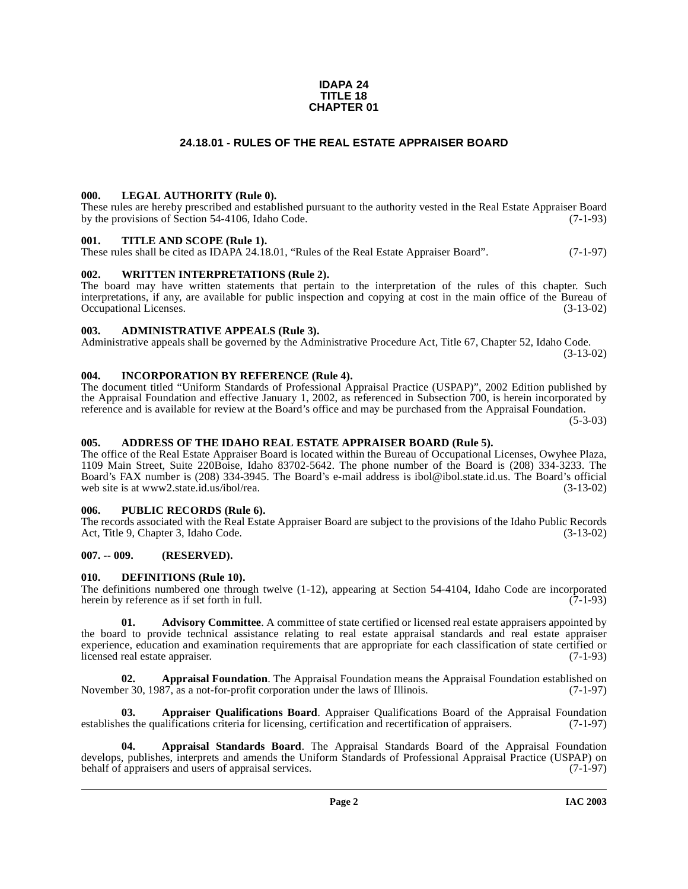**IDAPA 24**
**TITLE 18**
**CHAPTER 01**

# 24.18.01 - RULES OF THE REAL ESTATE APPRAISER BOARD

### 000. LEGAL AUTHORITY (Rule 0).

These rules are hereby prescribed and established pursuant to the authority vested in the Real Estate Appraiser Board by the provisions of Section 54-4106, Idaho Code. (7-1-93)

### 001. TITLE AND SCOPE (Rule 1).

These rules shall be cited as IDAPA 24.18.01, "Rules of the Real Estate Appraiser Board". (7-1-97)

### 002. WRITTEN INTERPRETATIONS (Rule 2).

The board may have written statements that pertain to the interpretation of the rules of this chapter. Such interpretations, if any, are available for public inspection and copying at cost in the main office of the Bureau of Occupational Licenses. (3-13-02)

### 003. ADMINISTRATIVE APPEALS (Rule 3).

Administrative appeals shall be governed by the Administrative Procedure Act, Title 67, Chapter 52, Idaho Code. (3-13-02)

### 004. INCORPORATION BY REFERENCE (Rule 4).

The document titled "Uniform Standards of Professional Appraisal Practice (USPAP)", 2002 Edition published by the Appraisal Foundation and effective January 1, 2002, as referenced in Subsection 700, is herein incorporated by reference and is available for review at the Board's office and may be purchased from the Appraisal Foundation. (5-3-03)

### 005. ADDRESS OF THE IDAHO REAL ESTATE APPRAISER BOARD (Rule 5).

The office of the Real Estate Appraiser Board is located within the Bureau of Occupational Licenses, Owyhee Plaza, 1109 Main Street, Suite 220Boise, Idaho 83702-5642. The phone number of the Board is (208) 334-3233. The Board's FAX number is (208) 334-3945. The Board's e-mail address is ibol@ibol.state.id.us. The Board's official web site is at www2.state.id.us/ibol/rea. (3-13-02)

### 006. PUBLIC RECORDS (Rule 6).

The records associated with the Real Estate Appraiser Board are subject to the provisions of the Idaho Public Records Act, Title 9, Chapter 3, Idaho Code. (3-13-02)

### 007. -- 009. (RESERVED).

### 010. DEFINITIONS (Rule 10).

The definitions numbered one through twelve (1-12), appearing at Section 54-4104, Idaho Code are incorporated herein by reference as if set forth in full. (7-1-93)

**01. Advisory Committee**. A committee of state certified or licensed real estate appraisers appointed by the board to provide technical assistance relating to real estate appraisal standards and real estate appraiser experience, education and examination requirements that are appropriate for each classification of state certified or licensed real estate appraiser. (7-1-93)

**02. Appraisal Foundation**. The Appraisal Foundation means the Appraisal Foundation established on November 30, 1987, as a not-for-profit corporation under the laws of Illinois. (7-1-97)

**03. Appraiser Qualifications Board**. Appraiser Qualifications Board of the Appraisal Foundation establishes the qualifications criteria for licensing, certification and recertification of appraisers. (7-1-97)

**04. Appraisal Standards Board**. The Appraisal Standards Board of the Appraisal Foundation develops, publishes, interprets and amends the Uniform Standards of Professional Appraisal Practice (USPAP) on behalf of appraisers and users of appraisal services. (7-1-97)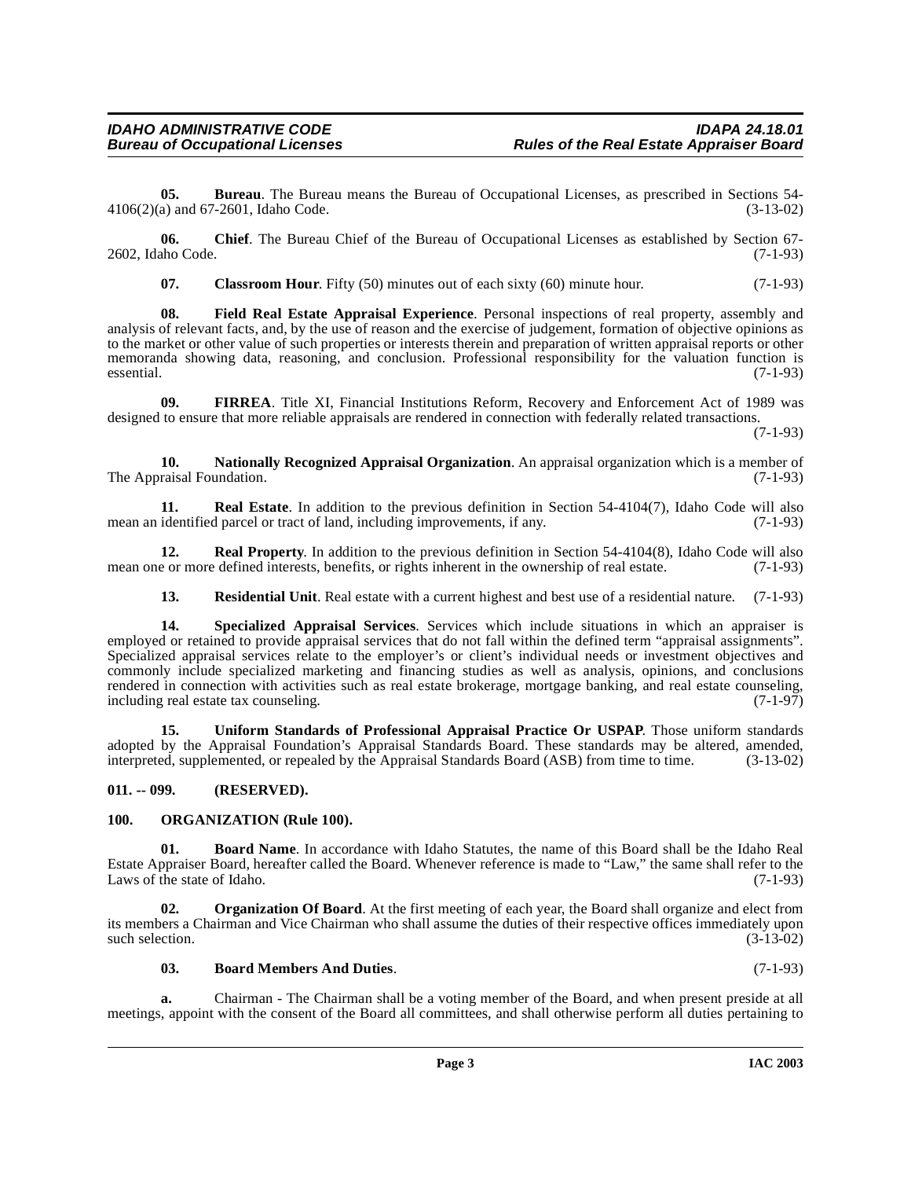**05. Bureau**. The Bureau means the Bureau of Occupational Licenses, as prescribed in Sections 54-4106(2)(a) and 67-2601, Idaho Code. (3-13-02)

**06. Chief**. The Bureau Chief of the Bureau of Occupational Licenses as established by Section 67-2602, Idaho Code. (7-1-93)

**07. Classroom Hour**. Fifty (50) minutes out of each sixty (60) minute hour. (7-1-93)

**08. Field Real Estate Appraisal Experience**. Personal inspections of real property, assembly and analysis of relevant facts, and, by the use of reason and the exercise of judgement, formation of objective opinions as to the market or other value of such properties or interests therein and preparation of written appraisal reports or other memoranda showing data, reasoning, and conclusion. Professional responsibility for the valuation function is essential. (7-1-93)

**09. FIRREA**. Title XI, Financial Institutions Reform, Recovery and Enforcement Act of 1989 was designed to ensure that more reliable appraisals are rendered in connection with federally related transactions. (7-1-93)

**10. Nationally Recognized Appraisal Organization**. An appraisal organization which is a member of The Appraisal Foundation. (7-1-93)

**11. Real Estate**. In addition to the previous definition in Section 54-4104(7), Idaho Code will also mean an identified parcel or tract of land, including improvements, if any. (7-1-93)

**12. Real Property**. In addition to the previous definition in Section 54-4104(8), Idaho Code will also mean one or more defined interests, benefits, or rights inherent in the ownership of real estate. (7-1-93)

**13. Residential Unit**. Real estate with a current highest and best use of a residential nature. (7-1-93)

**14. Specialized Appraisal Services**. Services which include situations in which an appraiser is employed or retained to provide appraisal services that do not fall within the defined term "appraisal assignments". Specialized appraisal services relate to the employer's or client's individual needs or investment objectives and commonly include specialized marketing and financing studies as well as analysis, opinions, and conclusions rendered in connection with activities such as real estate brokerage, mortgage banking, and real estate counseling, including real estate tax counseling. (7-1-97)

**15. Uniform Standards of Professional Appraisal Practice Or USPAP**. Those uniform standards adopted by the Appraisal Foundation's Appraisal Standards Board. These standards may be altered, amended, interpreted, supplemented, or repealed by the Appraisal Standards Board (ASB) from time to time. (3-13-02)

## 011. -- 099. (RESERVED).

## 100. ORGANIZATION (Rule 100).

**01. Board Name**. In accordance with Idaho Statutes, the name of this Board shall be the Idaho Real Estate Appraiser Board, hereafter called the Board. Whenever reference is made to "Law," the same shall refer to the Laws of the state of Idaho. (7-1-93)

**02. Organization Of Board**. At the first meeting of each year, the Board shall organize and elect from its members a Chairman and Vice Chairman who shall assume the duties of their respective offices immediately upon such selection. (3-13-02)

**03. Board Members And Duties**. (7-1-93)

**a.** Chairman - The Chairman shall be a voting member of the Board, and when present preside at all meetings, appoint with the consent of the Board all committees, and shall otherwise perform all duties pertaining to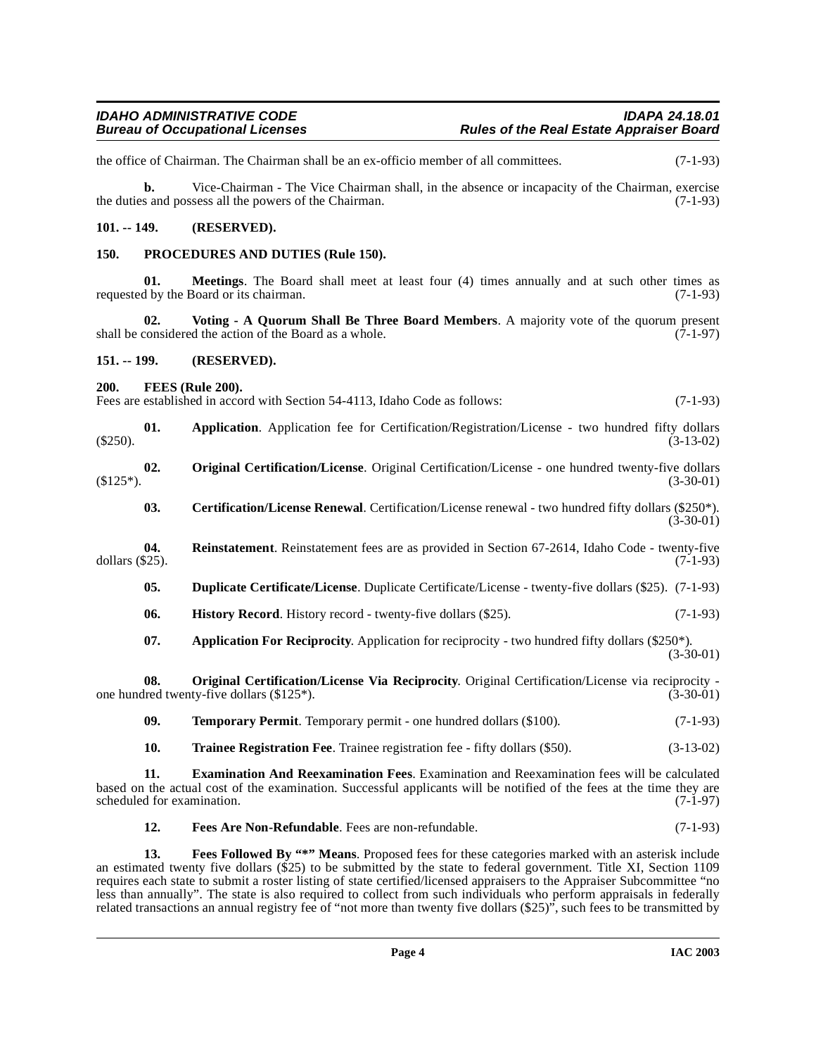the office of Chairman. The Chairman shall be an ex-officio member of all committees. (7-1-93)

**b.** Vice-Chairman - The Vice Chairman shall, in the absence or incapacity of the Chairman, exercise the duties and possess all the powers of the Chairman. (7-1-93)

**101. -- 149. (RESERVED).**

**150. PROCEDURES AND DUTIES (Rule 150).**

**01. Meetings**. The Board shall meet at least four (4) times annually and at such other times as requested by the Board or its chairman. (7-1-93)

**02. Voting - A Quorum Shall Be Three Board Members**. A majority vote of the quorum present shall be considered the action of the Board as a whole. (7-1-97)

**151. -- 199. (RESERVED).**

**200. FEES (Rule 200).**

Fees are established in accord with Section 54-4113, Idaho Code as follows: (7-1-93)

**01. Application**. Application fee for Certification/Registration/License - two hundred fifty dollars ($250). (3-13-02)

**02. Original Certification/License**. Original Certification/License - one hundred twenty-five dollars ($125*). (3-30-01)

**03. Certification/License Renewal**. Certification/License renewal - two hundred fifty dollars ($250*). (3-30-01)

**04. Reinstatement**. Reinstatement fees are as provided in Section 67-2614, Idaho Code - twenty-five dollars ($25). (7-1-93)

**05. Duplicate Certificate/License**. Duplicate Certificate/License - twenty-five dollars ($25). (7-1-93)

**06. History Record**. History record - twenty-five dollars ($25). (7-1-93)

**07. Application For Reciprocity**. Application for reciprocity - two hundred fifty dollars ($250*). (3-30-01)

**08. Original Certification/License Via Reciprocity**. Original Certification/License via reciprocity - one hundred twenty-five dollars ($125*). (3-30-01)

**09. Temporary Permit**. Temporary permit - one hundred dollars ($100). (7-1-93)

**10. Trainee Registration Fee**. Trainee registration fee - fifty dollars ($50). (3-13-02)

**11. Examination And Reexamination Fees**. Examination and Reexamination fees will be calculated based on the actual cost of the examination. Successful applicants will be notified of the fees at the time they are scheduled for examination. (7-1-97)

**12. Fees Are Non-Refundable**. Fees are non-refundable. (7-1-93)

**13. Fees Followed By "*" Means**. Proposed fees for these categories marked with an asterisk include an estimated twenty five dollars ($25) to be submitted by the state to federal government. Title XI, Section 1109 requires each state to submit a roster listing of state certified/licensed appraisers to the Appraiser Subcommittee "no less than annually". The state is also required to collect from such individuals who perform appraisals in federally related transactions an annual registry fee of "not more than twenty five dollars ($25)", such fees to be transmitted by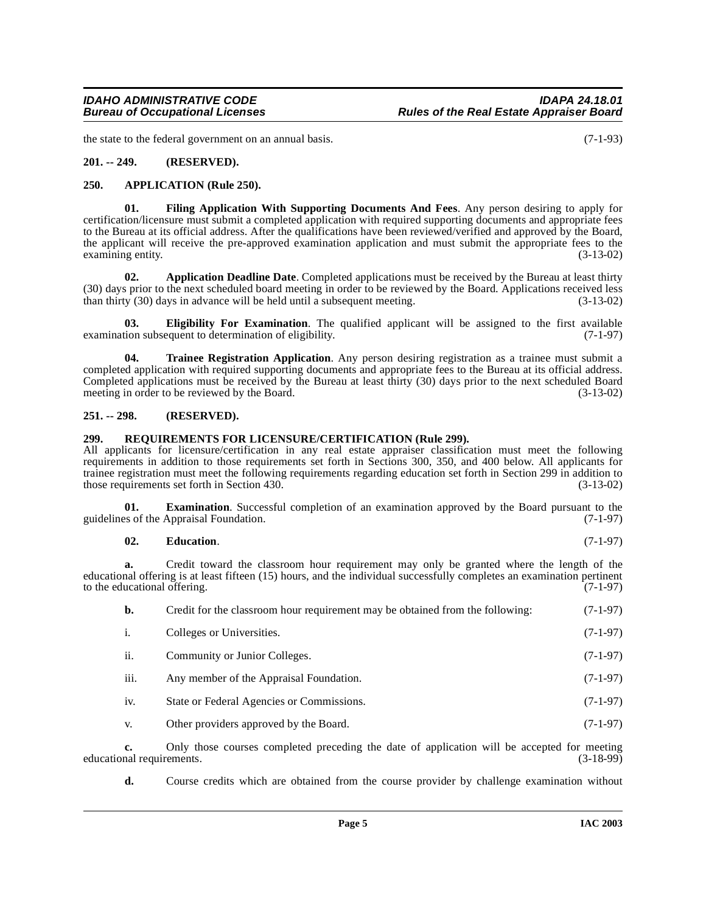the state to the federal government on an annual basis. (7-1-93)

**201. -- 249. (RESERVED).**

**250. APPLICATION (Rule 250).**

**01. Filing Application With Supporting Documents And Fees**. Any person desiring to apply for certification/licensure must submit a completed application with required supporting documents and appropriate fees to the Bureau at its official address. After the qualifications have been reviewed/verified and approved by the Board, the applicant will receive the pre-approved examination application and must submit the appropriate fees to the examining entity. (3-13-02)

**02. Application Deadline Date**. Completed applications must be received by the Bureau at least thirty (30) days prior to the next scheduled board meeting in order to be reviewed by the Board. Applications received less than thirty (30) days in advance will be held until a subsequent meeting. (3-13-02)

**03. Eligibility For Examination**. The qualified applicant will be assigned to the first available examination subsequent to determination of eligibility. (7-1-97)

**04. Trainee Registration Application**. Any person desiring registration as a trainee must submit a completed application with required supporting documents and appropriate fees to the Bureau at its official address. Completed applications must be received by the Bureau at least thirty (30) days prior to the next scheduled Board meeting in order to be reviewed by the Board. (3-13-02)

**251. -- 298. (RESERVED).**

**299. REQUIREMENTS FOR LICENSURE/CERTIFICATION (Rule 299).**

All applicants for licensure/certification in any real estate appraiser classification must meet the following requirements in addition to those requirements set forth in Sections 300, 350, and 400 below. All applicants for trainee registration must meet the following requirements regarding education set forth in Section 299 in addition to those requirements set forth in Section 430. (3-13-02)

**01. Examination**. Successful completion of an examination approved by the Board pursuant to the guidelines of the Appraisal Foundation. (7-1-97)

**02. Education**. (7-1-97)

**a.** Credit toward the classroom hour requirement may only be granted where the length of the educational offering is at least fifteen (15) hours, and the individual successfully completes an examination pertinent to the educational offering. (7-1-97)

**b.** Credit for the classroom hour requirement may be obtained from the following: (7-1-97)

i. Colleges or Universities. (7-1-97)

ii. Community or Junior Colleges. (7-1-97)

iii. Any member of the Appraisal Foundation. (7-1-97)

iv. State or Federal Agencies or Commissions. (7-1-97)

v. Other providers approved by the Board. (7-1-97)

**c.** Only those courses completed preceding the date of application will be accepted for meeting educational requirements. (3-18-99)

**d.** Course credits which are obtained from the course provider by challenge examination without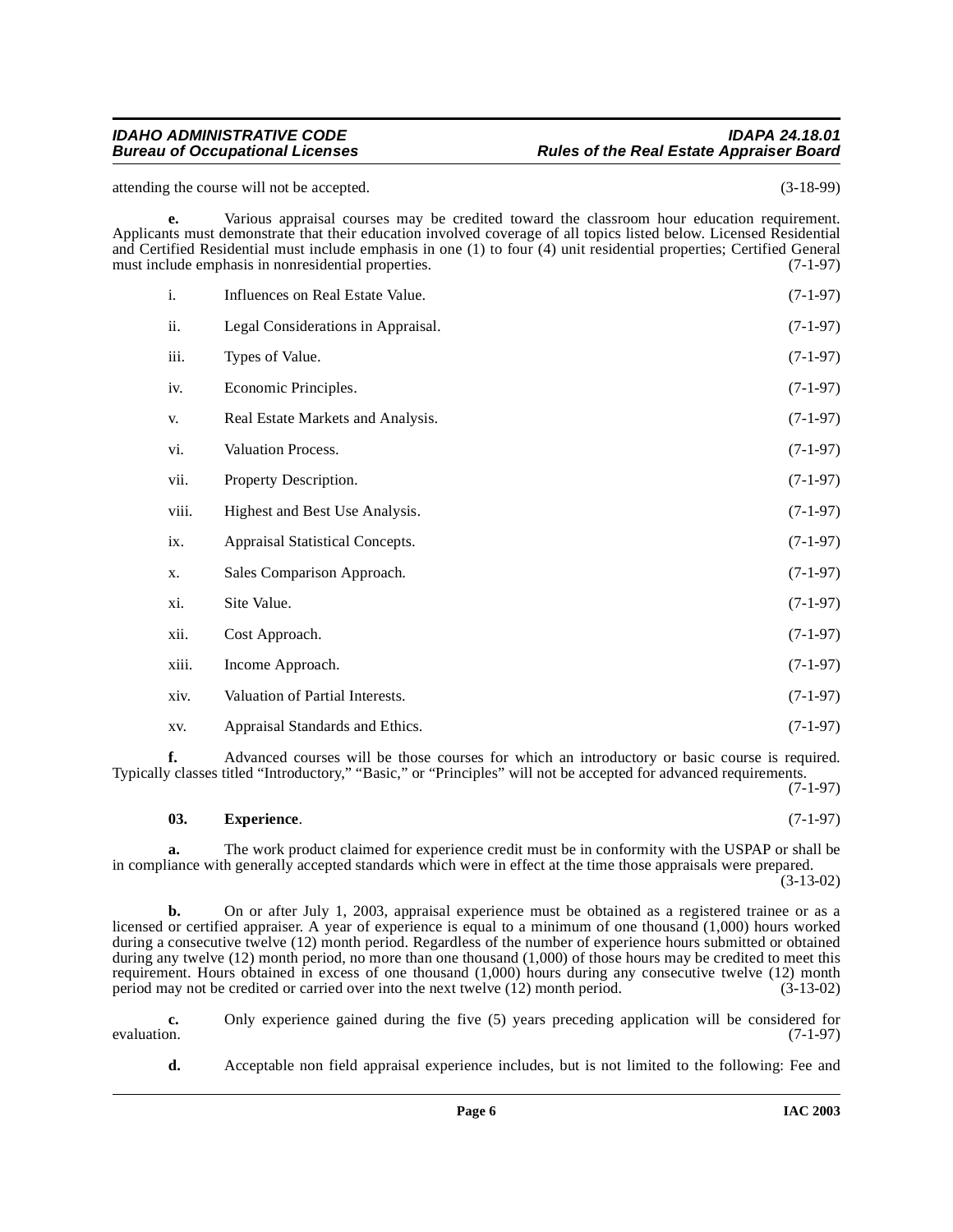attending the course will not be accepted. (3-18-99)

**e.** Various appraisal courses may be credited toward the classroom hour education requirement. Applicants must demonstrate that their education involved coverage of all topics listed below. Licensed Residential and Certified Residential must include emphasis in one (1) to four (4) unit residential properties; Certified General must include emphasis in nonresidential properties. (7-1-97)

i. Influences on Real Estate Value. (7-1-97)

ii. Legal Considerations in Appraisal. (7-1-97)

iii. Types of Value. (7-1-97)

iv. Economic Principles. (7-1-97)

v. Real Estate Markets and Analysis. (7-1-97)

vi. Valuation Process. (7-1-97)

vii. Property Description. (7-1-97)

viii. Highest and Best Use Analysis. (7-1-97)

ix. Appraisal Statistical Concepts. (7-1-97)

x. Sales Comparison Approach. (7-1-97)

xi. Site Value. (7-1-97)

xii. Cost Approach. (7-1-97)

xiii. Income Approach. (7-1-97)

xiv. Valuation of Partial Interests. (7-1-97)

xv. Appraisal Standards and Ethics. (7-1-97)

**f.** Advanced courses will be those courses for which an introductory or basic course is required. Typically classes titled "Introductory," "Basic," or "Principles" will not be accepted for advanced requirements. (7-1-97)

**03. Experience**. (7-1-97)

**a.** The work product claimed for experience credit must be in conformity with the USPAP or shall be in compliance with generally accepted standards which were in effect at the time those appraisals were prepared. (3-13-02)

**b.** On or after July 1, 2003, appraisal experience must be obtained as a registered trainee or as a licensed or certified appraiser. A year of experience is equal to a minimum of one thousand (1,000) hours worked during a consecutive twelve (12) month period. Regardless of the number of experience hours submitted or obtained during any twelve (12) month period, no more than one thousand (1,000) of those hours may be credited to meet this requirement. Hours obtained in excess of one thousand (1,000) hours during any consecutive twelve (12) month period may not be credited or carried over into the next twelve (12) month period. (3-13-02)

**c.** Only experience gained during the five (5) years preceding application will be considered for evaluation. (7-1-97)

**d.** Acceptable non field appraisal experience includes, but is not limited to the following: Fee and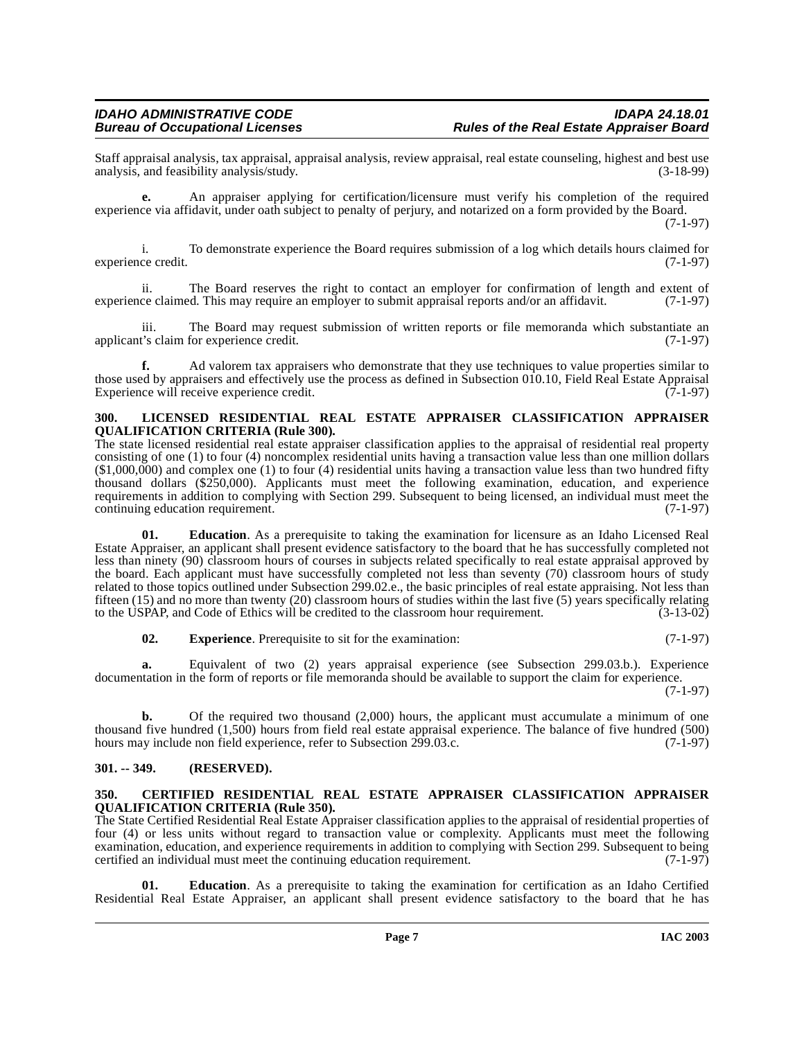Staff appraisal analysis, tax appraisal, appraisal analysis, review appraisal, real estate counseling, highest and best use analysis, and feasibility analysis/study. (3-18-99)

**e.** An appraiser applying for certification/licensure must verify his completion of the required experience via affidavit, under oath subject to penalty of perjury, and notarized on a form provided by the Board. (7-1-97)

i. To demonstrate experience the Board requires submission of a log which details hours claimed for experience credit. (7-1-97)

ii. The Board reserves the right to contact an employer for confirmation of length and extent of experience claimed. This may require an employer to submit appraisal reports and/or an affidavit. (7-1-97)

iii. The Board may request submission of written reports or file memoranda which substantiate an applicant's claim for experience credit. (7-1-97)

**f.** Ad valorem tax appraisers who demonstrate that they use techniques to value properties similar to those used by appraisers and effectively use the process as defined in Subsection 010.10, Field Real Estate Appraisal Experience will receive experience credit. (7-1-97)

## 300. LICENSED RESIDENTIAL REAL ESTATE APPRAISER CLASSIFICATION APPRAISER QUALIFICATION CRITERIA (Rule 300).

The state licensed residential real estate appraiser classification applies to the appraisal of residential real property consisting of one (1) to four (4) noncomplex residential units having a transaction value less than one million dollars ($1,000,000) and complex one (1) to four (4) residential units having a transaction value less than two hundred fifty thousand dollars ($250,000). Applicants must meet the following examination, education, and experience requirements in addition to complying with Section 299. Subsequent to being licensed, an individual must meet the continuing education requirement. (7-1-97)

**01. Education**. As a prerequisite to taking the examination for licensure as an Idaho Licensed Real Estate Appraiser, an applicant shall present evidence satisfactory to the board that he has successfully completed not less than ninety (90) classroom hours of courses in subjects related specifically to real estate appraisal approved by the board. Each applicant must have successfully completed not less than seventy (70) classroom hours of study related to those topics outlined under Subsection 299.02.e., the basic principles of real estate appraising. Not less than fifteen (15) and no more than twenty (20) classroom hours of studies within the last five (5) years specifically relating to the USPAP, and Code of Ethics will be credited to the classroom hour requirement. (3-13-02)

**02. Experience**. Prerequisite to sit for the examination: (7-1-97)

**a.** Equivalent of two (2) years appraisal experience (see Subsection 299.03.b.). Experience documentation in the form of reports or file memoranda should be available to support the claim for experience. (7-1-97)

**b.** Of the required two thousand (2,000) hours, the applicant must accumulate a minimum of one thousand five hundred (1,500) hours from field real estate appraisal experience. The balance of five hundred (500) hours may include non field experience, refer to Subsection 299.03.c. (7-1-97)

## 301. -- 349. (RESERVED).

## 350. CERTIFIED RESIDENTIAL REAL ESTATE APPRAISER CLASSIFICATION APPRAISER QUALIFICATION CRITERIA (Rule 350).

The State Certified Residential Real Estate Appraiser classification applies to the appraisal of residential properties of four (4) or less units without regard to transaction value or complexity. Applicants must meet the following examination, education, and experience requirements in addition to complying with Section 299. Subsequent to being certified an individual must meet the continuing education requirement. (7-1-97)

**01. Education**. As a prerequisite to taking the examination for certification as an Idaho Certified Residential Real Estate Appraiser, an applicant shall present evidence satisfactory to the board that he has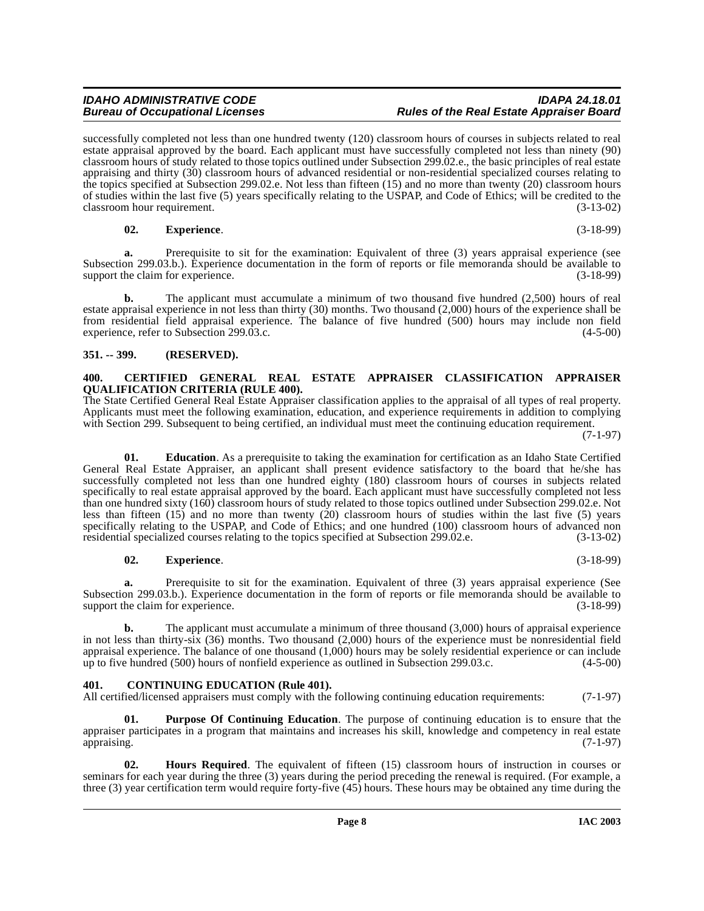successfully completed not less than one hundred twenty (120) classroom hours of courses in subjects related to real estate appraisal approved by the board. Each applicant must have successfully completed not less than ninety (90) classroom hours of study related to those topics outlined under Subsection 299.02.e., the basic principles of real estate appraising and thirty (30) classroom hours of advanced residential or non-residential specialized courses relating to the topics specified at Subsection 299.02.e. Not less than fifteen (15) and no more than twenty (20) classroom hours of studies within the last five (5) years specifically relating to the USPAP, and Code of Ethics; will be credited to the classroom hour requirement. (3-13-02)

**02. Experience**. (3-18-99)

**a.** Prerequisite to sit for the examination: Equivalent of three (3) years appraisal experience (see Subsection 299.03.b.). Experience documentation in the form of reports or file memoranda should be available to support the claim for experience. (3-18-99)

**b.** The applicant must accumulate a minimum of two thousand five hundred (2,500) hours of real estate appraisal experience in not less than thirty (30) months. Two thousand (2,000) hours of the experience shall be from residential field appraisal experience. The balance of five hundred (500) hours may include non field experience, refer to Subsection 299.03.c. (4-5-00)

## 351. -- 399. (RESERVED).

## 400. CERTIFIED GENERAL REAL ESTATE APPRAISER CLASSIFICATION APPRAISER QUALIFICATION CRITERIA (RULE 400).

The State Certified General Real Estate Appraiser classification applies to the appraisal of all types of real property. Applicants must meet the following examination, education, and experience requirements in addition to complying with Section 299. Subsequent to being certified, an individual must meet the continuing education requirement. (7-1-97)

**01. Education**. As a prerequisite to taking the examination for certification as an Idaho State Certified General Real Estate Appraiser, an applicant shall present evidence satisfactory to the board that he/she has successfully completed not less than one hundred eighty (180) classroom hours of courses in subjects related specifically to real estate appraisal approved by the board. Each applicant must have successfully completed not less than one hundred sixty (160) classroom hours of study related to those topics outlined under Subsection 299.02.e. Not less than fifteen (15) and no more than twenty (20) classroom hours of studies within the last five (5) years specifically relating to the USPAP, and Code of Ethics; and one hundred (100) classroom hours of advanced non residential specialized courses relating to the topics specified at Subsection 299.02.e. (3-13-02)

**02. Experience**. (3-18-99)

**a.** Prerequisite to sit for the examination. Equivalent of three (3) years appraisal experience (See Subsection 299.03.b.). Experience documentation in the form of reports or file memoranda should be available to support the claim for experience. (3-18-99)

**b.** The applicant must accumulate a minimum of three thousand (3,000) hours of appraisal experience in not less than thirty-six (36) months. Two thousand (2,000) hours of the experience must be nonresidential field appraisal experience. The balance of one thousand (1,000) hours may be solely residential experience or can include up to five hundred (500) hours of nonfield experience as outlined in Subsection 299.03.c. (4-5-00)

## 401. CONTINUING EDUCATION (Rule 401).

All certified/licensed appraisers must comply with the following continuing education requirements: (7-1-97)

**01. Purpose Of Continuing Education**. The purpose of continuing education is to ensure that the appraiser participates in a program that maintains and increases his skill, knowledge and competency in real estate appraising. (7-1-97)

**02. Hours Required**. The equivalent of fifteen (15) classroom hours of instruction in courses or seminars for each year during the three (3) years during the period preceding the renewal is required. (For example, a three (3) year certification term would require forty-five (45) hours. These hours may be obtained any time during the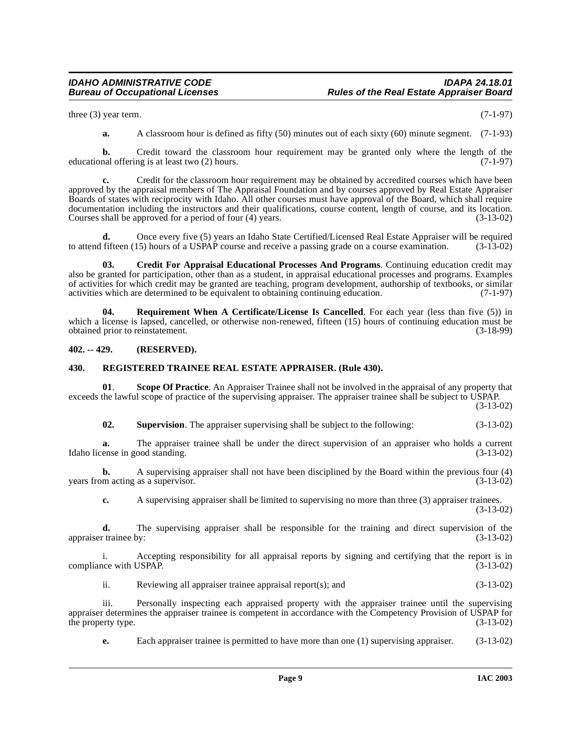three (3) year term. (7-1-97)

**a.** A classroom hour is defined as fifty (50) minutes out of each sixty (60) minute segment. (7-1-93)

**b.** Credit toward the classroom hour requirement may be granted only where the length of the educational offering is at least two (2) hours. (7-1-97)

**c.** Credit for the classroom hour requirement may be obtained by accredited courses which have been approved by the appraisal members of The Appraisal Foundation and by courses approved by Real Estate Appraiser Boards of states with reciprocity with Idaho. All other courses must have approval of the Board, which shall require documentation including the instructors and their qualifications, course content, length of course, and its location. Courses shall be approved for a period of four (4) years. (3-13-02)

**d.** Once every five (5) years an Idaho State Certified/Licensed Real Estate Appraiser will be required to attend fifteen (15) hours of a USPAP course and receive a passing grade on a course examination. (3-13-02)

**03. Credit For Appraisal Educational Processes And Programs**. Continuing education credit may also be granted for participation, other than as a student, in appraisal educational processes and programs. Examples of activities for which credit may be granted are teaching, program development, authorship of textbooks, or similar activities which are determined to be equivalent to obtaining continuing education. (7-1-97)

**04. Requirement When A Certificate/License Is Cancelled**. For each year (less than five (5)) in which a license is lapsed, cancelled, or otherwise non-renewed, fifteen (15) hours of continuing education must be obtained prior to reinstatement. (3-18-99)

## 402. -- 429. (RESERVED).

## 430. REGISTERED TRAINEE REAL ESTATE APPRAISER. (Rule 430).

**01**. **Scope Of Practice**. An Appraiser Trainee shall not be involved in the appraisal of any property that exceeds the lawful scope of practice of the supervising appraiser. The appraiser trainee shall be subject to USPAP. (3-13-02)

**02. Supervision**. The appraiser supervising shall be subject to the following: (3-13-02)

**a.** The appraiser trainee shall be under the direct supervision of an appraiser who holds a current Idaho license in good standing. (3-13-02)

**b.** A supervising appraiser shall not have been disciplined by the Board within the previous four (4) years from acting as a supervisor. (3-13-02)

**c.** A supervising appraiser shall be limited to supervising no more than three (3) appraiser trainees. (3-13-02)

**d.** The supervising appraiser shall be responsible for the training and direct supervision of the appraiser trainee by: (3-13-02)

i. Accepting responsibility for all appraisal reports by signing and certifying that the report is in compliance with USPAP. (3-13-02)

ii. Reviewing all appraiser trainee appraisal report(s); and (3-13-02)

iii. Personally inspecting each appraised property with the appraiser trainee until the supervising appraiser determines the appraiser trainee is competent in accordance with the Competency Provision of USPAP for the property type. (3-13-02)

**e.** Each appraiser trainee is permitted to have more than one (1) supervising appraiser. (3-13-02)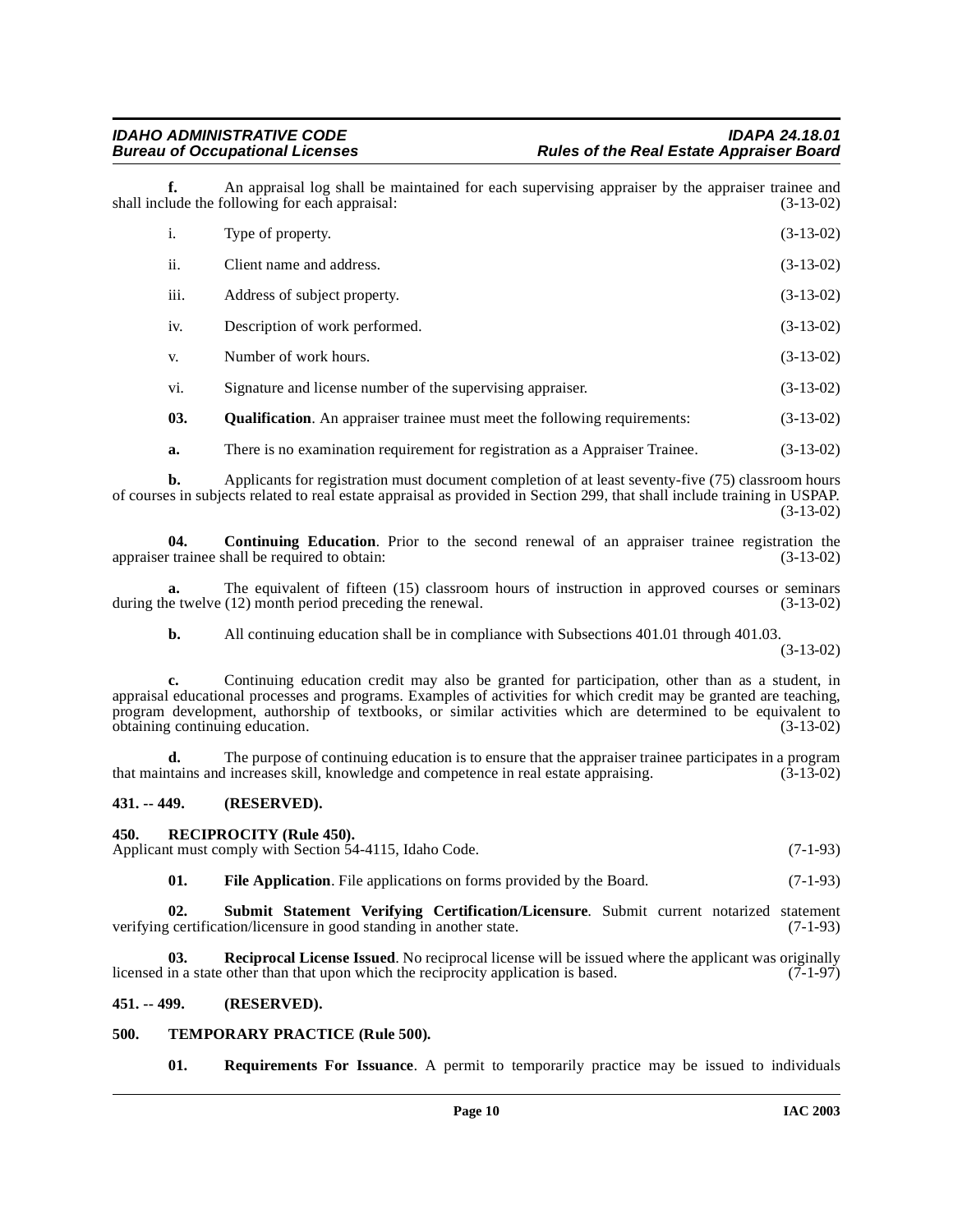**f.** An appraisal log shall be maintained for each supervising appraiser by the appraiser trainee and shall include the following for each appraisal: (3-13-02)

i. Type of property. (3-13-02)

ii. Client name and address. (3-13-02)

iii. Address of subject property. (3-13-02)

iv. Description of work performed. (3-13-02)

v. Number of work hours. (3-13-02)

vi. Signature and license number of the supervising appraiser. (3-13-02)

**03. Qualification**. An appraiser trainee must meet the following requirements: (3-13-02)

**a.** There is no examination requirement for registration as a Appraiser Trainee. (3-13-02)

**b.** Applicants for registration must document completion of at least seventy-five (75) classroom hours of courses in subjects related to real estate appraisal as provided in Section 299, that shall include training in USPAP. (3-13-02)

**04. Continuing Education**. Prior to the second renewal of an appraiser trainee registration the appraiser trainee shall be required to obtain: (3-13-02)

**a.** The equivalent of fifteen (15) classroom hours of instruction in approved courses or seminars during the twelve (12) month period preceding the renewal. (3-13-02)

**b.** All continuing education shall be in compliance with Subsections 401.01 through 401.03. (3-13-02)

**c.** Continuing education credit may also be granted for participation, other than as a student, in appraisal educational processes and programs. Examples of activities for which credit may be granted are teaching, program development, authorship of textbooks, or similar activities which are determined to be equivalent to obtaining continuing education. (3-13-02)

**d.** The purpose of continuing education is to ensure that the appraiser trainee participates in a program that maintains and increases skill, knowledge and competence in real estate appraising. (3-13-02)

## 431. -- 449. (RESERVED).

## 450. RECIPROCITY (Rule 450).

Applicant must comply with Section 54-4115, Idaho Code. (7-1-93)

**01. File Application**. File applications on forms provided by the Board. (7-1-93)

**02. Submit Statement Verifying Certification/Licensure**. Submit current notarized statement verifying certification/licensure in good standing in another state. (7-1-93)

**03. Reciprocal License Issued**. No reciprocal license will be issued where the applicant was originally licensed in a state other than that upon which the reciprocity application is based. (7-1-97)

## 451. -- 499. (RESERVED).

## 500. TEMPORARY PRACTICE (Rule 500).

**01. Requirements For Issuance**. A permit to temporarily practice may be issued to individuals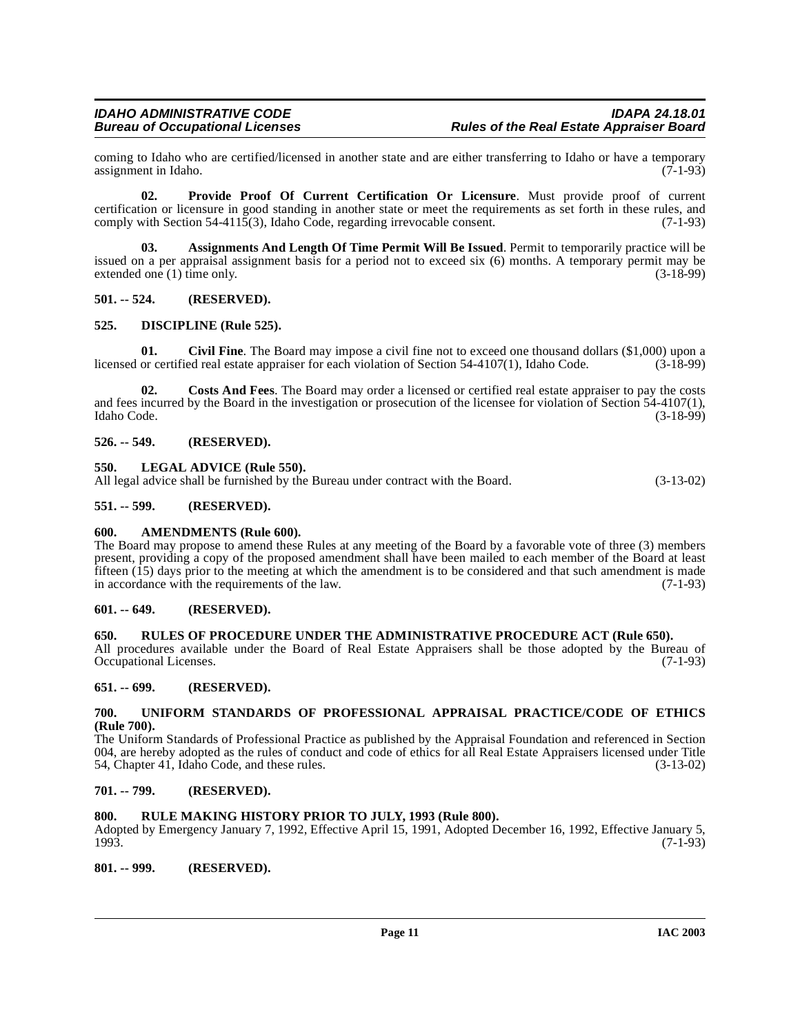coming to Idaho who are certified/licensed in another state and are either transferring to Idaho or have a temporary assignment in Idaho. (7-1-93)

**02. Provide Proof Of Current Certification Or Licensure**. Must provide proof of current certification or licensure in good standing in another state or meet the requirements as set forth in these rules, and comply with Section 54-4115(3), Idaho Code, regarding irrevocable consent. (7-1-93)

**03. Assignments And Length Of Time Permit Will Be Issued**. Permit to temporarily practice will be issued on a per appraisal assignment basis for a period not to exceed six (6) months. A temporary permit may be extended one (1) time only. (3-18-99)

## 501. -- 524. (RESERVED).

## 525. DISCIPLINE (Rule 525).

**01. Civil Fine**. The Board may impose a civil fine not to exceed one thousand dollars ($1,000) upon a licensed or certified real estate appraiser for each violation of Section 54-4107(1), Idaho Code. (3-18-99)

**02. Costs And Fees**. The Board may order a licensed or certified real estate appraiser to pay the costs and fees incurred by the Board in the investigation or prosecution of the licensee for violation of Section 54-4107(1), Idaho Code. (3-18-99)

## 526. -- 549. (RESERVED).

## 550. LEGAL ADVICE (Rule 550).

All legal advice shall be furnished by the Bureau under contract with the Board. (3-13-02)

## 551. -- 599. (RESERVED).

## 600. AMENDMENTS (Rule 600).

The Board may propose to amend these Rules at any meeting of the Board by a favorable vote of three (3) members present, providing a copy of the proposed amendment shall have been mailed to each member of the Board at least fifteen (15) days prior to the meeting at which the amendment is to be considered and that such amendment is made in accordance with the requirements of the law. (7-1-93)

## 601. -- 649. (RESERVED).

## 650. RULES OF PROCEDURE UNDER THE ADMINISTRATIVE PROCEDURE ACT (Rule 650).

All procedures available under the Board of Real Estate Appraisers shall be those adopted by the Bureau of Occupational Licenses. (7-1-93)

## 651. -- 699. (RESERVED).

## 700. UNIFORM STANDARDS OF PROFESSIONAL APPRAISAL PRACTICE/CODE OF ETHICS (Rule 700).

The Uniform Standards of Professional Practice as published by the Appraisal Foundation and referenced in Section 004, are hereby adopted as the rules of conduct and code of ethics for all Real Estate Appraisers licensed under Title 54, Chapter 41, Idaho Code, and these rules. (3-13-02)

## 701. -- 799. (RESERVED).

## 800. RULE MAKING HISTORY PRIOR TO JULY, 1993 (Rule 800).

Adopted by Emergency January 7, 1992, Effective April 15, 1991, Adopted December 16, 1992, Effective January 5, 1993. (7-1-93)

## 801. -- 999. (RESERVED).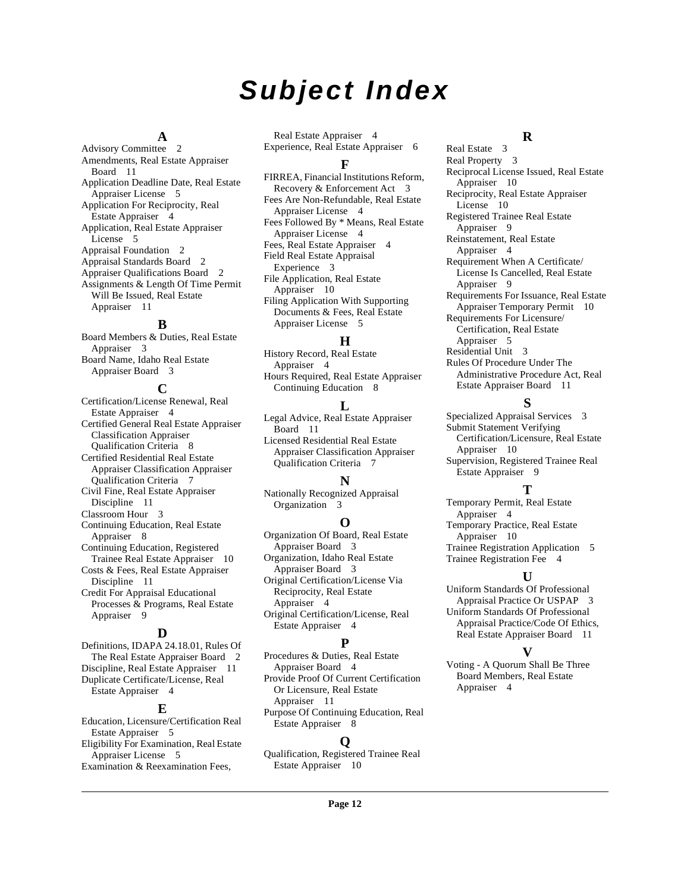# Subject Index

### A

Advisory Committee 2
Amendments, Real Estate Appraiser Board 11
Application Deadline Date, Real Estate Appraiser License 5
Application For Reciprocity, Real Estate Appraiser 4
Application, Real Estate Appraiser License 5
Appraisal Foundation 2
Appraisal Standards Board 2
Appraiser Qualifications Board 2
Assignments & Length Of Time Permit Will Be Issued, Real Estate Appraiser 11

### B

Board Members & Duties, Real Estate Appraiser 3
Board Name, Idaho Real Estate Appraiser Board 3

### C

Certification/License Renewal, Real Estate Appraiser 4
Certified General Real Estate Appraiser Classification Appraiser Qualification Criteria 8
Certified Residential Real Estate Appraiser Classification Appraiser Qualification Criteria 7
Civil Fine, Real Estate Appraiser Discipline 11
Classroom Hour 3
Continuing Education, Real Estate Appraiser 8
Continuing Education, Registered Trainee Real Estate Appraiser 10
Costs & Fees, Real Estate Appraiser Discipline 11
Credit For Appraisal Educational Processes & Programs, Real Estate Appraiser 9

### D

Definitions, IDAPA 24.18.01, Rules Of The Real Estate Appraiser Board 2
Discipline, Real Estate Appraiser 11
Duplicate Certificate/License, Real Estate Appraiser 4

### E

Education, Licensure/Certification Real Estate Appraiser 5
Eligibility For Examination, Real Estate Appraiser License 5
Examination & Reexamination Fees, Real Estate Appraiser 4
Experience, Real Estate Appraiser 6

### F

FIRREA, Financial Institutions Reform, Recovery & Enforcement Act 3
Fees Are Non-Refundable, Real Estate Appraiser License 4
Fees Followed By * Means, Real Estate Appraiser License 4
Fees, Real Estate Appraiser 4
Field Real Estate Appraisal Experience 3
File Application, Real Estate Appraiser 10
Filing Application With Supporting Documents & Fees, Real Estate Appraiser License 5

### H

History Record, Real Estate Appraiser 4
Hours Required, Real Estate Appraiser Continuing Education 8

### L

Legal Advice, Real Estate Appraiser Board 11
Licensed Residential Real Estate Appraiser Classification Appraiser Qualification Criteria 7

### N

Nationally Recognized Appraisal Organization 3

### O

Organization Of Board, Real Estate Appraiser Board 3
Organization, Idaho Real Estate Appraiser Board 3
Original Certification/License Via Reciprocity, Real Estate Appraiser 4
Original Certification/License, Real Estate Appraiser 4

### P

Procedures & Duties, Real Estate Appraiser Board 4
Provide Proof Of Current Certification Or Licensure, Real Estate Appraiser 11
Purpose Of Continuing Education, Real Estate Appraiser 8

### Q

Qualification, Registered Trainee Real Estate Appraiser 10

### R

Real Estate 3
Real Property 3
Reciprocal License Issued, Real Estate Appraiser 10
Reciprocity, Real Estate Appraiser License 10
Registered Trainee Real Estate Appraiser 9
Reinstatement, Real Estate Appraiser 4
Requirement When A Certificate/ License Is Cancelled, Real Estate Appraiser 9
Requirements For Issuance, Real Estate Appraiser Temporary Permit 10
Requirements For Licensure/ Certification, Real Estate Appraiser 5
Residential Unit 3
Rules Of Procedure Under The Administrative Procedure Act, Real Estate Appraiser Board 11

### S

Specialized Appraisal Services 3
Submit Statement Verifying Certification/Licensure, Real Estate Appraiser 10
Supervision, Registered Trainee Real Estate Appraiser 9

### T

Temporary Permit, Real Estate Appraiser 4
Temporary Practice, Real Estate Appraiser 10
Trainee Registration Application 5
Trainee Registration Fee 4

### U

Uniform Standards Of Professional Appraisal Practice Or USPAP 3
Uniform Standards Of Professional Appraisal Practice/Code Of Ethics, Real Estate Appraiser Board 11

### V

Voting - A Quorum Shall Be Three Board Members, Real Estate Appraiser 4